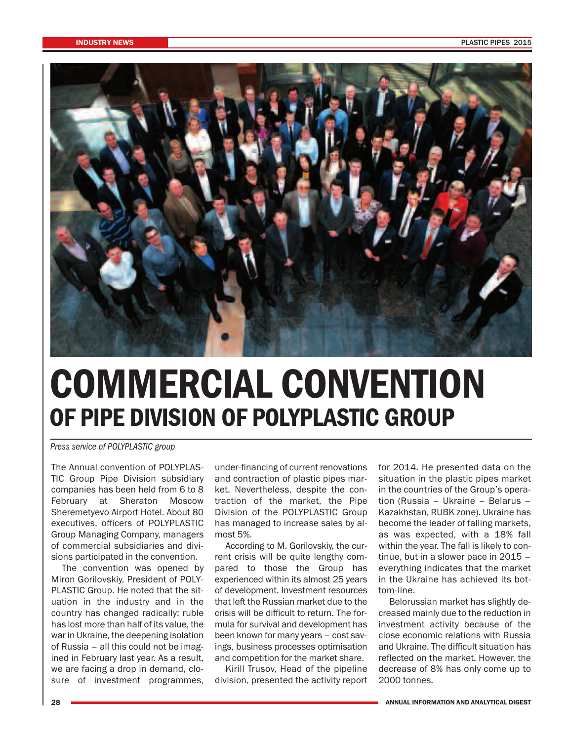# COMMERCIAL CONVENTION
## OF PIPE DIVISION OF POLYPLASTIC GROUP

*Press service of POLYPLASTIC group*

The Annual convention of POLYPLASTIC Group Pipe Division subsidiary companies has been held from 6 to 8 February at Sheraton Moscow Sheremetyevo Airport Hotel. About 80 executives, officers of POLYPLASTIC Group Managing Company, managers of commercial subsidiaries and divisions participated in the convention.

The convention was opened by Miron Gorilovskiy, President of POLYPLASTIC Group. He noted that the situation in the industry and in the country has changed radically: ruble has lost more than half of its value, the war in Ukraine, the deepening isolation of Russia – all this could not be imagined in February last year. As a result, we are facing a drop in demand, closure of investment programmes, under-financing of current renovations and contraction of plastic pipes market. Nevertheless, despite the contraction of the market, the Pipe Division of the POLYPLASTIC Group has managed to increase sales by almost 5%.

According to M. Gorilovskiy, the current crisis will be quite lengthy compared to those the Group has experienced within its almost 25 years of development. Investment resources that left the Russian market due to the crisis will be difficult to return. The formula for survival and development has been known for many years – cost savings, business processes optimisation and competition for the market share.

Kirill Trusov, Head of the pipeline division, presented the activity report for 2014. He presented data on the situation in the plastic pipes market in the countries of the Group's operation (Russia – Ukraine – Belarus – Kazakhstan, RUBK zone). Ukraine has become the leader of falling markets, as was expected, with a 18% fall within the year. The fall is likely to continue, but in a slower pace in 2015 – everything indicates that the market in the Ukraine has achieved its bottom-line.

Belorussian market has slightly decreased mainly due to the reduction in investment activity because of the close economic relations with Russia and Ukraine. The difficult situation has reflected on the market. However, the decrease of 8% has only come up to 2000 tonnes.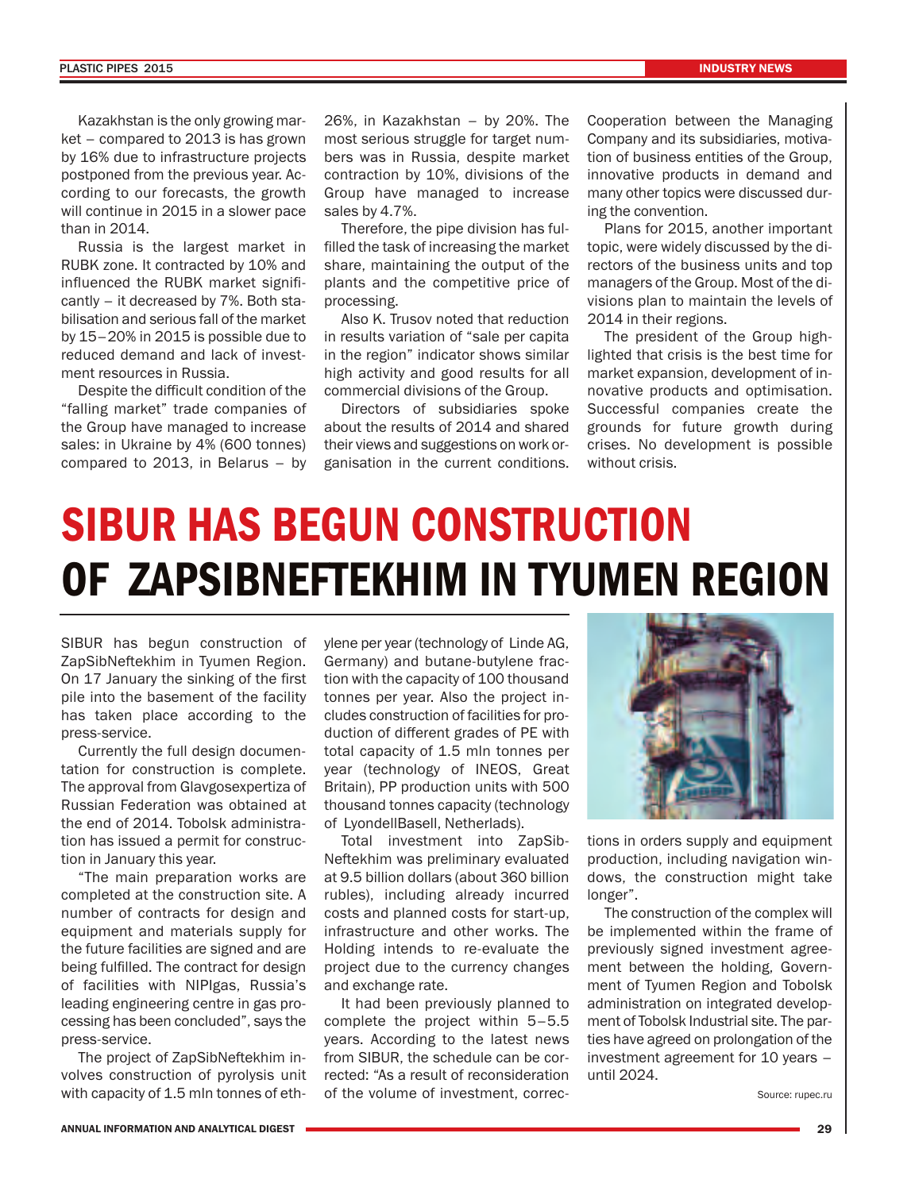Kazakhstan is the only growing market – compared to 2013 is has grown by 16% due to infrastructure projects postponed from the previous year. According to our forecasts, the growth will continue in 2015 in a slower pace than in 2014.

Russia is the largest market in RUBK zone. It contracted by 10% and influenced the RUBK market significantly – it decreased by 7%. Both stabilisation and serious fall of the market by 15–20% in 2015 is possible due to reduced demand and lack of investment resources in Russia.

Despite the difficult condition of the "falling market" trade companies of the Group have managed to increase sales: in Ukraine by 4% (600 tonnes) compared to 2013, in Belarus – by 26%, in Kazakhstan – by 20%. The most serious struggle for target numbers was in Russia, despite market contraction by 10%, divisions of the Group have managed to increase sales by 4.7%.

Therefore, the pipe division has fulfilled the task of increasing the market share, maintaining the output of the plants and the competitive price of processing.

Also K. Trusov noted that reduction in results variation of "sale per capita in the region" indicator shows similar high activity and good results for all commercial divisions of the Group.

Directors of subsidiaries spoke about the results of 2014 and shared their views and suggestions on work organisation in the current conditions. Cooperation between the Managing Company and its subsidiaries, motivation of business entities of the Group, innovative products in demand and many other topics were discussed during the convention.

Plans for 2015, another important topic, were widely discussed by the directors of the business units and top managers of the Group. Most of the divisions plan to maintain the levels of 2014 in their regions.

The president of the Group highlighted that crisis is the best time for market expansion, development of innovative products and optimisation. Successful companies create the grounds for future growth during crises. No development is possible without crisis.

# SIBUR HAS BEGUN CONSTRUCTION OF ZAPSIBNEFTEKHIM IN TYUMEN REGION

SIBUR has begun construction of ZapSibNeftekhim in Tyumen Region. On 17 January the sinking of the first pile into the basement of the facility has taken place according to the press-service.

Currently the full design documentation for construction is complete. The approval from Glavgosexpertiza of Russian Federation was obtained at the end of 2014. Tobolsk administration has issued a permit for construction in January this year.

"The main preparation works are completed at the construction site. A number of contracts for design and equipment and materials supply for the future facilities are signed and are being fulfilled. The contract for design of facilities with NIPIgas, Russia's leading engineering centre in gas processing has been concluded", says the press-service.

The project of ZapSibNeftekhim involves construction of pyrolysis unit with capacity of 1.5 mln tonnes of ethylene per year (technology of Linde AG, Germany) and butane-butylene fraction with the capacity of 100 thousand tonnes per year. Also the project includes construction of facilities for production of different grades of PE with total capacity of 1.5 mln tonnes per year (technology of INEOS, Great Britain), PP production units with 500 thousand tonnes capacity (technology of LyondellBasell, Netherlads).

Total investment into ZapSibNeftekhim was preliminary evaluated at 9.5 billion dollars (about 360 billion rubles), including already incurred costs and planned costs for start-up, infrastructure and other works. The Holding intends to re-evaluate the project due to the currency changes and exchange rate.

It had been previously planned to complete the project within 5–5.5 years. According to the latest news from SIBUR, the schedule can be corrected: "As a result of reconsideration of the volume of investment, corrections in orders supply and equipment production, including navigation windows, the construction might take longer".

The construction of the complex will be implemented within the frame of previously signed investment agreement between the holding, Government of Tyumen Region and Tobolsk administration on integrated development of Tobolsk Industrial site. The parties have agreed on prolongation of the investment agreement for 10 years – until 2024.

Source: rupec.ru